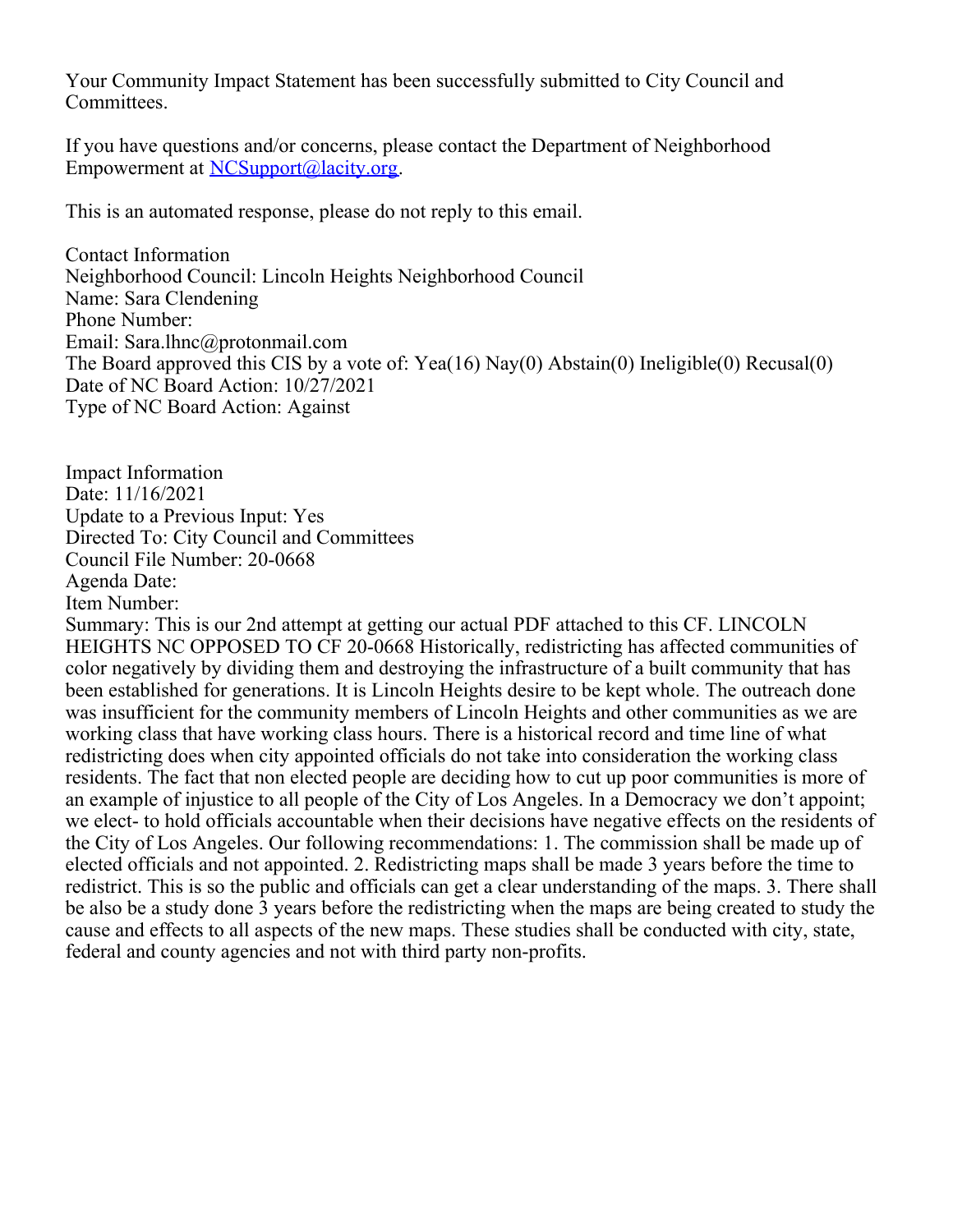Your Community Impact Statement has been successfully submitted to City Council and Committees.

If you have questions and/or concerns, please contact the Department of Neighborhood Empowerment at NCSupport@lacity.org.

This is an automated response, please do not reply to this email.

Contact Information
Neighborhood Council: Lincoln Heights Neighborhood Council
Name: Sara Clendening
Phone Number:
Email: Sara.lhnc@protonmail.com
The Board approved this CIS by a vote of: Yea(16) Nay(0) Abstain(0) Ineligible(0) Recusal(0)
Date of NC Board Action: 10/27/2021
Type of NC Board Action: Against

Impact Information
Date: 11/16/2021
Update to a Previous Input: Yes
Directed To: City Council and Committees
Council File Number: 20-0668
Agenda Date:
Item Number:
Summary: This is our 2nd attempt at getting our actual PDF attached to this CF. LINCOLN HEIGHTS NC OPPOSED TO CF 20-0668 Historically, redistricting has affected communities of color negatively by dividing them and destroying the infrastructure of a built community that has been established for generations. It is Lincoln Heights desire to be kept whole. The outreach done was insufficient for the community members of Lincoln Heights and other communities as we are working class that have working class hours. There is a historical record and time line of what redistricting does when city appointed officials do not take into consideration the working class residents. The fact that non elected people are deciding how to cut up poor communities is more of an example of injustice to all people of the City of Los Angeles. In a Democracy we don't appoint; we elect- to hold officials accountable when their decisions have negative effects on the residents of the City of Los Angeles. Our following recommendations: 1. The commission shall be made up of elected officials and not appointed. 2. Redistricting maps shall be made 3 years before the time to redistrict. This is so the public and officials can get a clear understanding of the maps. 3. There shall be also be a study done 3 years before the redistricting when the maps are being created to study the cause and effects to all aspects of the new maps. These studies shall be conducted with city, state, federal and county agencies and not with third party non-profits.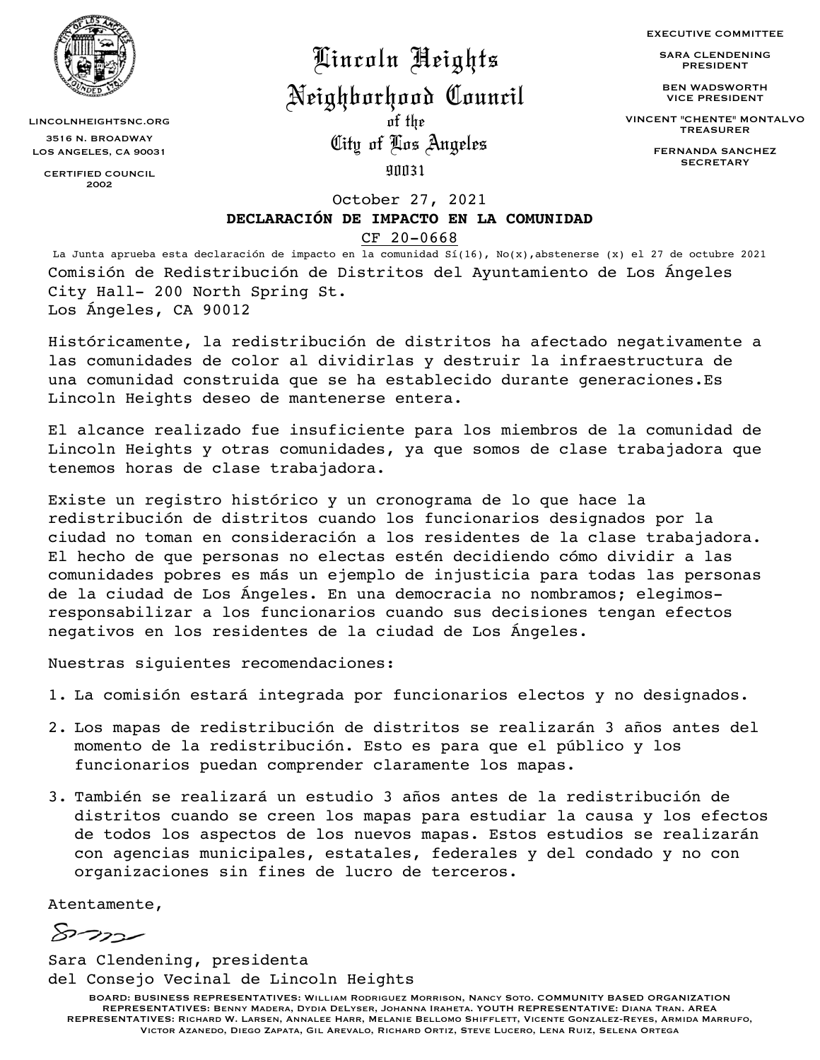LINCOLNHEIGHTSNC.ORG

3516 N. BROADWAY
LOS ANGELES, CA 90031

CERTIFIED COUNCIL
2002

# Lincoln Heights Neighborhood Council

of the

City of Los Angeles

90031

EXECUTIVE COMMITTEE

SARA CLENDENING
PRESIDENT

BEN WADSWORTH
VICE PRESIDENT

VINCENT "CHENTE" MONTALVO
TREASURER

FERNANDA SANCHEZ
SECRETARY

October 27, 2021

**DECLARACIÓN DE IMPACTO EN LA COMUNIDAD**

CF 20-0668

La Junta aprueba esta declaración de impacto en la comunidad Sí(16), No(x),abstenerse (x) el 27 de octubre 2021

Comisión de Redistribución de Distritos del Ayuntamiento de Los Ángeles
City Hall- 200 North Spring St.
Los Ángeles, CA 90012

Históricamente, la redistribución de distritos ha afectado negativamente a las comunidades de color al dividirlas y destruir la infraestructura de una comunidad construida que se ha establecido durante generaciones.Es Lincoln Heights deseo de mantenerse entera.

El alcance realizado fue insuficiente para los miembros de la comunidad de Lincoln Heights y otras comunidades, ya que somos de clase trabajadora que tenemos horas de clase trabajadora.

Existe un registro histórico y un cronograma de lo que hace la redistribución de distritos cuando los funcionarios designados por la ciudad no toman en consideración a los residentes de la clase trabajadora. El hecho de que personas no electas estén decidiendo cómo dividir a las comunidades pobres es más un ejemplo de injusticia para todas las personas de la ciudad de Los Ángeles. En una democracia no nombramos; elegimos- responsabilizar a los funcionarios cuando sus decisiones tengan efectos negativos en los residentes de la ciudad de Los Ángeles.

Nuestras siguientes recomendaciones:

1. La comisión estará integrada por funcionarios electos y no designados.
2. Los mapas de redistribución de distritos se realizarán 3 años antes del momento de la redistribución. Esto es para que el público y los funcionarios puedan comprender claramente los mapas.
3. También se realizará un estudio 3 años antes de la redistribución de distritos cuando se creen los mapas para estudiar la causa y los efectos de todos los aspectos de los nuevos mapas. Estos estudios se realizarán con agencias municipales, estatales, federales y del condado y no con organizaciones sin fines de lucro de terceros.

Atentamente,

Sara Clendening, presidenta
del Consejo Vecinal de Lincoln Heights

BOARD: BUSINESS REPRESENTATIVES: WILLIAM RODRIGUEZ MORRISON, NANCY SOTO. COMMUNITY BASED ORGANIZATION REPRESENTATIVES: BENNY MADERA, DYDIA DELYSER, JOHANNA IRAHETA. YOUTH REPRESENTATIVE: DIANA TRAN. AREA REPRESENTATIVES: RICHARD W. LARSEN, ANNALEE HARR, MELANIE BELLOMO SHIFFLETT, VICENTE GONZALEZ-REYES, ARMIDA MARRUFO, VICTOR AZANEDO, DIEGO ZAPATA, GIL AREVALO, RICHARD ORTIZ, STEVE LUCERO, LENA RUIZ, SELENA ORTEGA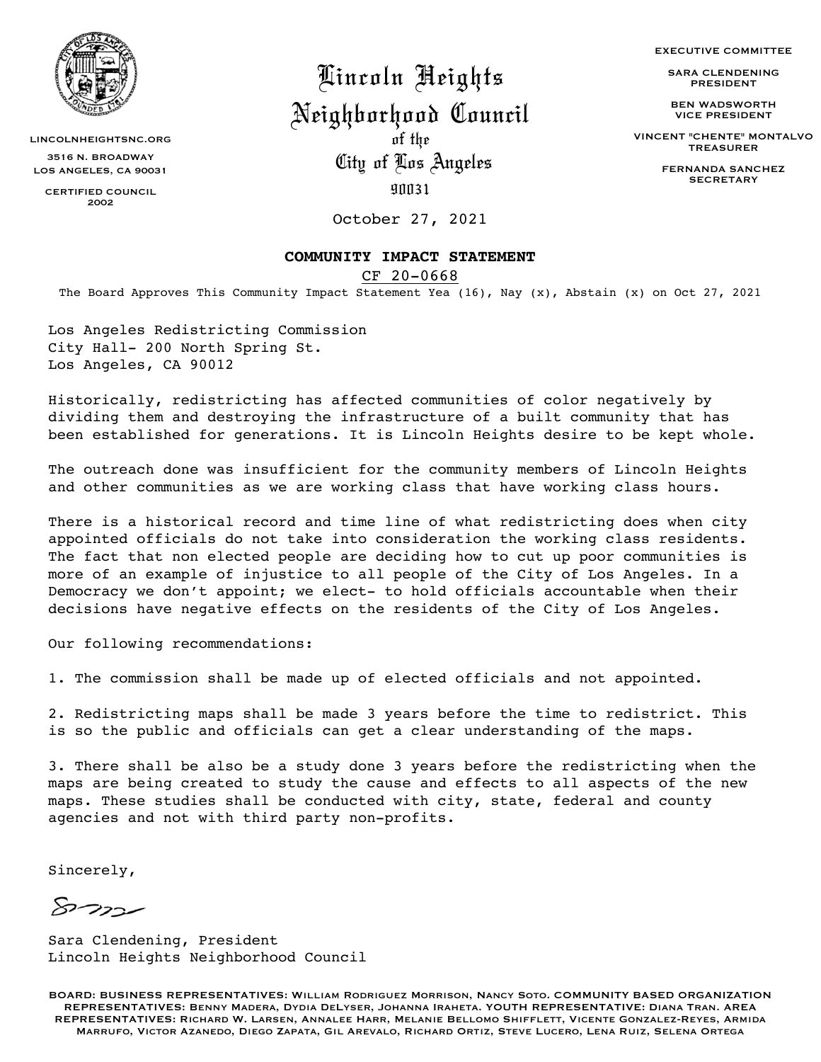LINCOLNHEIGHTSNC.ORG

3516 N. BROADWAY
LOS ANGELES, CA 90031

CERTIFIED COUNCIL
2002

# Lincoln Heights Neighborhood Council of the City of Los Angeles

90031

EXECUTIVE COMMITTEE

SARA CLENDENING
PRESIDENT

BEN WADSWORTH
VICE PRESIDENT

VINCENT "CHENTE" MONTALVO
TREASURER

FERNANDA SANCHEZ
SECRETARY

October 27, 2021

## COMMUNITY IMPACT STATEMENT

CF 20-0668

The Board Approves This Community Impact Statement Yea (16), Nay (x), Abstain (x) on Oct 27, 2021

Los Angeles Redistricting Commission
City Hall- 200 North Spring St.
Los Angeles, CA 90012

Historically, redistricting has affected communities of color negatively by dividing them and destroying the infrastructure of a built community that has been established for generations. It is Lincoln Heights desire to be kept whole.

The outreach done was insufficient for the community members of Lincoln Heights and other communities as we are working class that have working class hours.

There is a historical record and time line of what redistricting does when city appointed officials do not take into consideration the working class residents. The fact that non elected people are deciding how to cut up poor communities is more of an example of injustice to all people of the City of Los Angeles. In a Democracy we don't appoint; we elect- to hold officials accountable when their decisions have negative effects on the residents of the City of Los Angeles.

Our following recommendations:

1. The commission shall be made up of elected officials and not appointed.

2. Redistricting maps shall be made 3 years before the time to redistrict. This is so the public and officials can get a clear understanding of the maps.

3. There shall be also be a study done 3 years before the redistricting when the maps are being created to study the cause and effects to all aspects of the new maps. These studies shall be conducted with city, state, federal and county agencies and not with third party non-profits.

Sincerely,

Sara Clendening, President
Lincoln Heights Neighborhood Council

BOARD: BUSINESS REPRESENTATIVES: WILLIAM RODRIGUEZ MORRISON, NANCY SOTO. COMMUNITY BASED ORGANIZATION REPRESENTATIVES: BENNY MADERA, DYDIA DELYSER, JOHANNA IRAHETA. YOUTH REPRESENTATIVE: DIANA TRAN. AREA REPRESENTATIVES: RICHARD W. LARSEN, ANNALEE HARR, MELANIE BELLOMO SHIFFLETT, VICENTE GONZALEZ-REYES, ARMIDA MARRUFO, VICTOR AZANEDO, DIEGO ZAPATA, GIL AREVALO, RICHARD ORTIZ, STEVE LUCERO, LENA RUIZ, SELENA ORTEGA